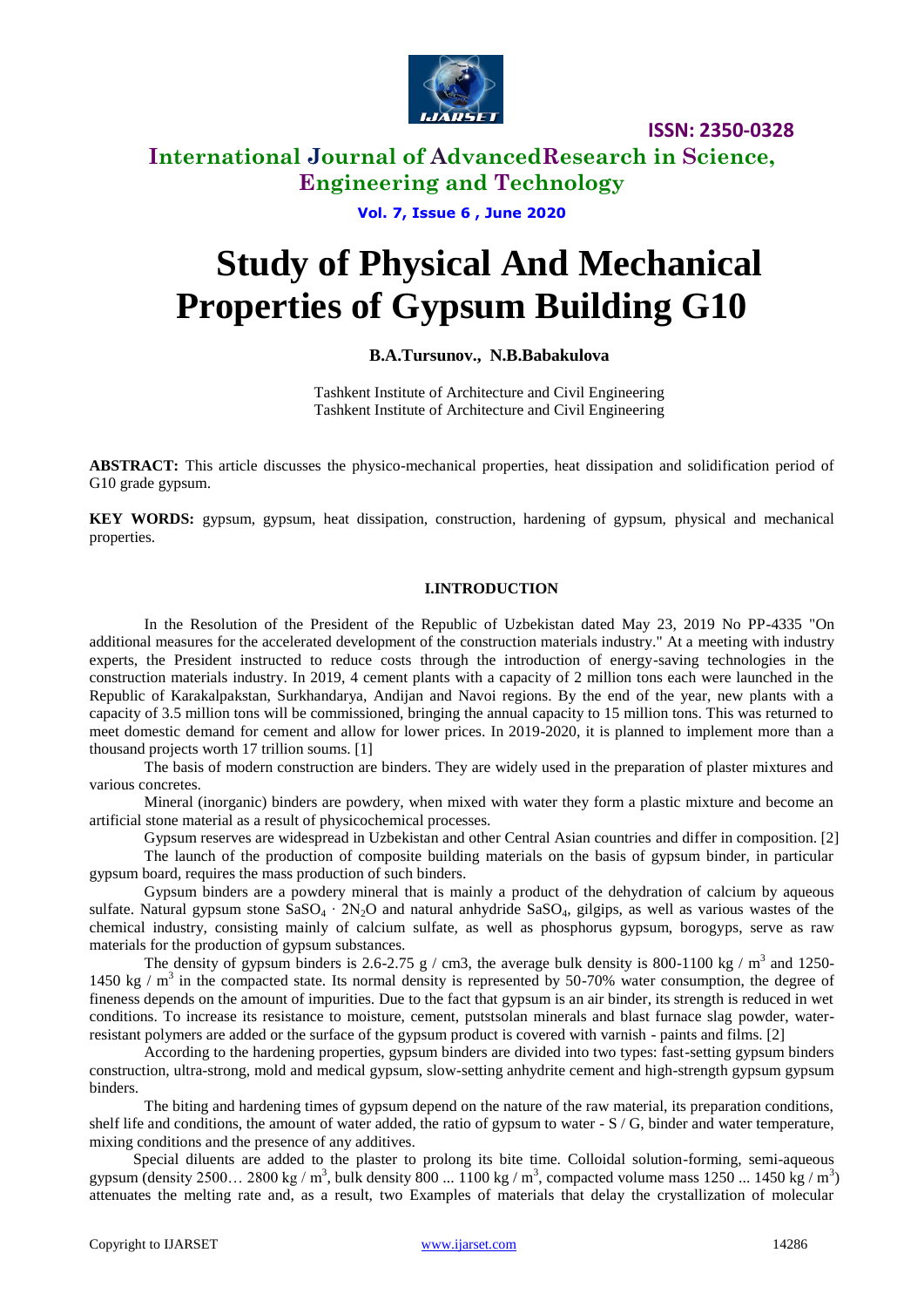# Study of Physical And Mechanical Properties of Gypsum Building G10

**B.A.Tursunov., N.B.Babakulova**

Tashkent Institute of Architecture and Civil Engineering
Tashkent Institute of Architecture and Civil Engineering

**ABSTRACT:** This article discusses the physico-mechanical properties, heat dissipation and solidification period of G10 grade gypsum.

**KEY WORDS:** gypsum, gypsum, heat dissipation, construction, hardening of gypsum, physical and mechanical properties.

## I.INTRODUCTION

In the Resolution of the President of the Republic of Uzbekistan dated May 23, 2019 No PP-4335 "On additional measures for the accelerated development of the construction materials industry." At a meeting with industry experts, the President instructed to reduce costs through the introduction of energy-saving technologies in the construction materials industry. In 2019, 4 cement plants with a capacity of 2 million tons each were launched in the Republic of Karakalpakstan, Surkhandarya, Andijan and Navoi regions. By the end of the year, new plants with a capacity of 3.5 million tons will be commissioned, bringing the annual capacity to 15 million tons. This was returned to meet domestic demand for cement and allow for lower prices. In 2019-2020, it is planned to implement more than a thousand projects worth 17 trillion soums. [1]

The basis of modern construction are binders. They are widely used in the preparation of plaster mixtures and various concretes.

Mineral (inorganic) binders are powdery, when mixed with water they form a plastic mixture and become an artificial stone material as a result of physicochemical processes.

Gypsum reserves are widespread in Uzbekistan and other Central Asian countries and differ in composition. [2]

The launch of the production of composite building materials on the basis of gypsum binder, in particular gypsum board, requires the mass production of such binders.

Gypsum binders are a powdery mineral that is mainly a product of the dehydration of calcium by aqueous sulfate. Natural gypsum stone $SaSO_4 \cdot 2N_2O$ and natural anhydride $SaSO_4$, gilgips, as well as various wastes of the chemical industry, consisting mainly of calcium sulfate, as well as phosphorus gypsum, borogyps, serve as raw materials for the production of gypsum substances.

The density of gypsum binders is 2.6-2.75 g / cm3, the average bulk density is 800-1100 kg / $m^3$ and 1250-1450 kg / $m^3$ in the compacted state. Its normal density is represented by 50-70% water consumption, the degree of fineness depends on the amount of impurities. Due to the fact that gypsum is an air binder, its strength is reduced in wet conditions. To increase its resistance to moisture, cement, putstsolan minerals and blast furnace slag powder, water-resistant polymers are added or the surface of the gypsum product is covered with varnish - paints and films. [2]

According to the hardening properties, gypsum binders are divided into two types: fast-setting gypsum binders construction, ultra-strong, mold and medical gypsum, slow-setting anhydrite cement and high-strength gypsum gypsum binders.

The biting and hardening times of gypsum depend on the nature of the raw material, its preparation conditions, shelf life and conditions, the amount of water added, the ratio of gypsum to water - S / G, binder and water temperature, mixing conditions and the presence of any additives.

Special diluents are added to the plaster to prolong its bite time. Colloidal solution-forming, semi-aqueous gypsum (density 2500… 2800 kg / $m^3$, bulk density 800 ... 1100 kg / $m^3$, compacted volume mass 1250 ... 1450 kg / $m^3$) attenuates the melting rate and, as a result, two Examples of materials that delay the crystallization of molecular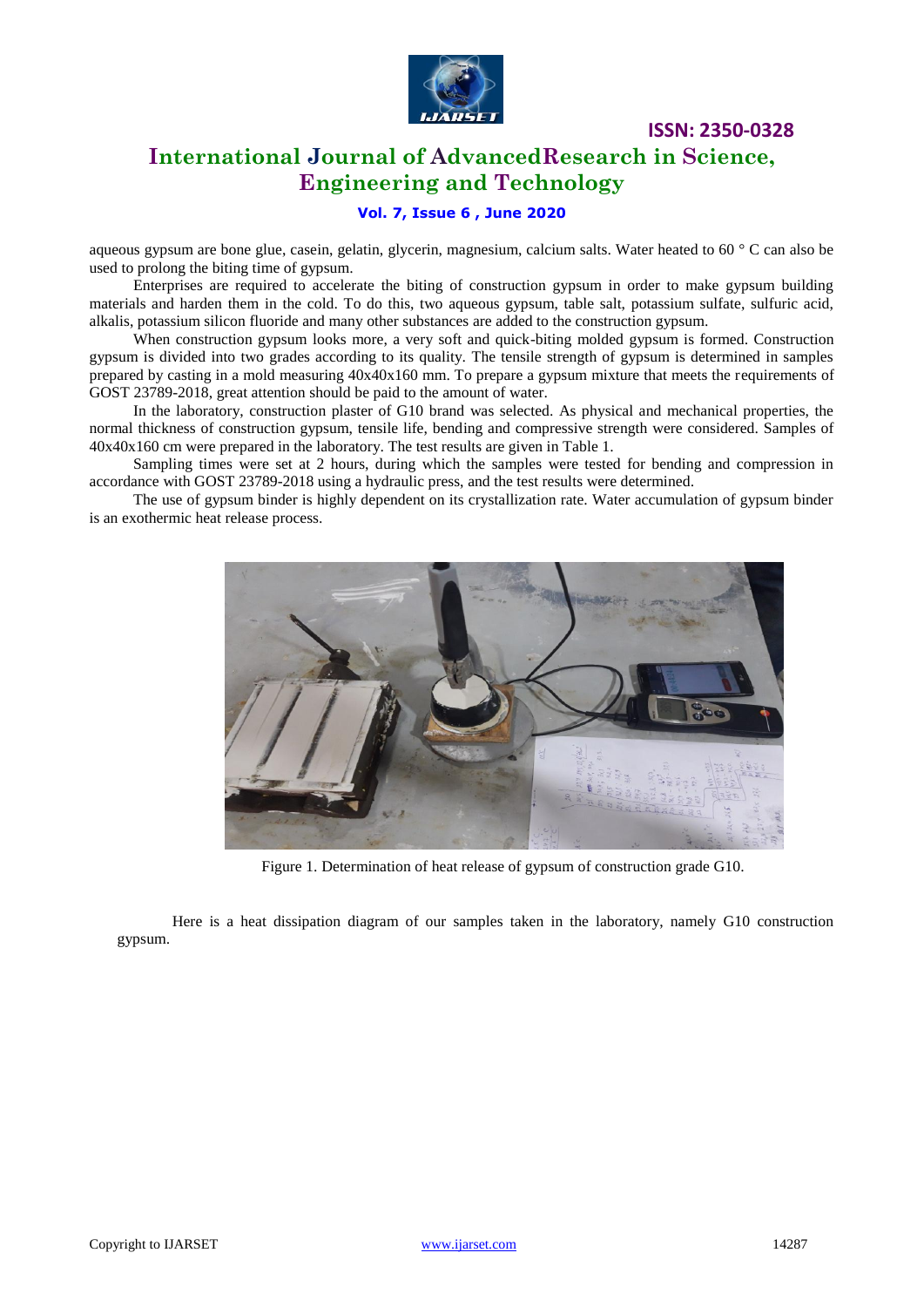aqueous gypsum are bone glue, casein, gelatin, glycerin, magnesium, calcium salts. Water heated to 60 ° C can also be used to prolong the biting time of gypsum.

Enterprises are required to accelerate the biting of construction gypsum in order to make gypsum building materials and harden them in the cold. To do this, two aqueous gypsum, table salt, potassium sulfate, sulfuric acid, alkalis, potassium silicon fluoride and many other substances are added to the construction gypsum.

When construction gypsum looks more, a very soft and quick-biting molded gypsum is formed. Construction gypsum is divided into two grades according to its quality. The tensile strength of gypsum is determined in samples prepared by casting in a mold measuring 40x40x160 mm. To prepare a gypsum mixture that meets the requirements of GOST 23789-2018, great attention should be paid to the amount of water.

In the laboratory, construction plaster of G10 brand was selected. As physical and mechanical properties, the normal thickness of construction gypsum, tensile life, bending and compressive strength were considered. Samples of 40x40x160 cm were prepared in the laboratory. The test results are given in Table 1.

Sampling times were set at 2 hours, during which the samples were tested for bending and compression in accordance with GOST 23789-2018 using a hydraulic press, and the test results were determined.

The use of gypsum binder is highly dependent on its crystallization rate. Water accumulation of gypsum binder is an exothermic heat release process.

Figure 1. Determination of heat release of gypsum of construction grade G10.

Here is a heat dissipation diagram of our samples taken in the laboratory, namely G10 construction gypsum.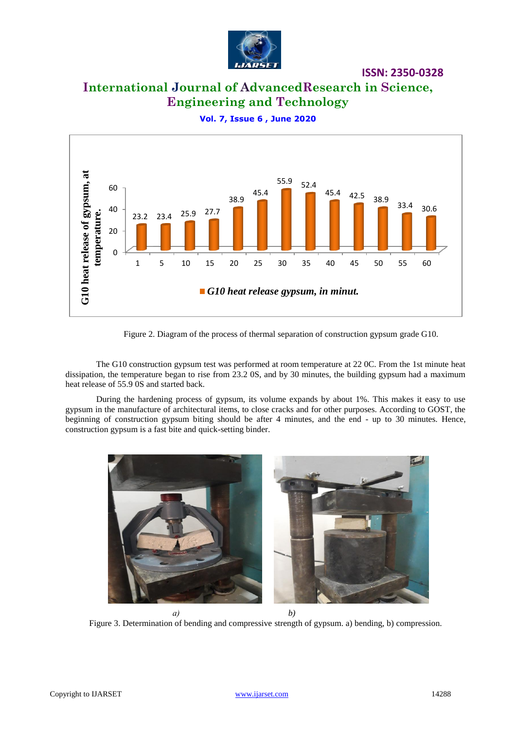Figure 2. Diagram of the process of thermal separation of construction gypsum grade G10.

The G10 construction gypsum test was performed at room temperature at 22 0C. From the 1st minute heat dissipation, the temperature began to rise from 23.2 0S, and by 30 minutes, the building gypsum had a maximum heat release of 55.9 0S and started back.

During the hardening process of gypsum, its volume expands by about 1%. This makes it easy to use gypsum in the manufacture of architectural items, to close cracks and for other purposes. According to GOST, the beginning of construction gypsum biting should be after 4 minutes, and the end - up to 30 minutes. Hence, construction gypsum is a fast bite and quick-setting binder.

*a)* *b)*

Figure 3. Determination of bending and compressive strength of gypsum. a) bending, b) compression.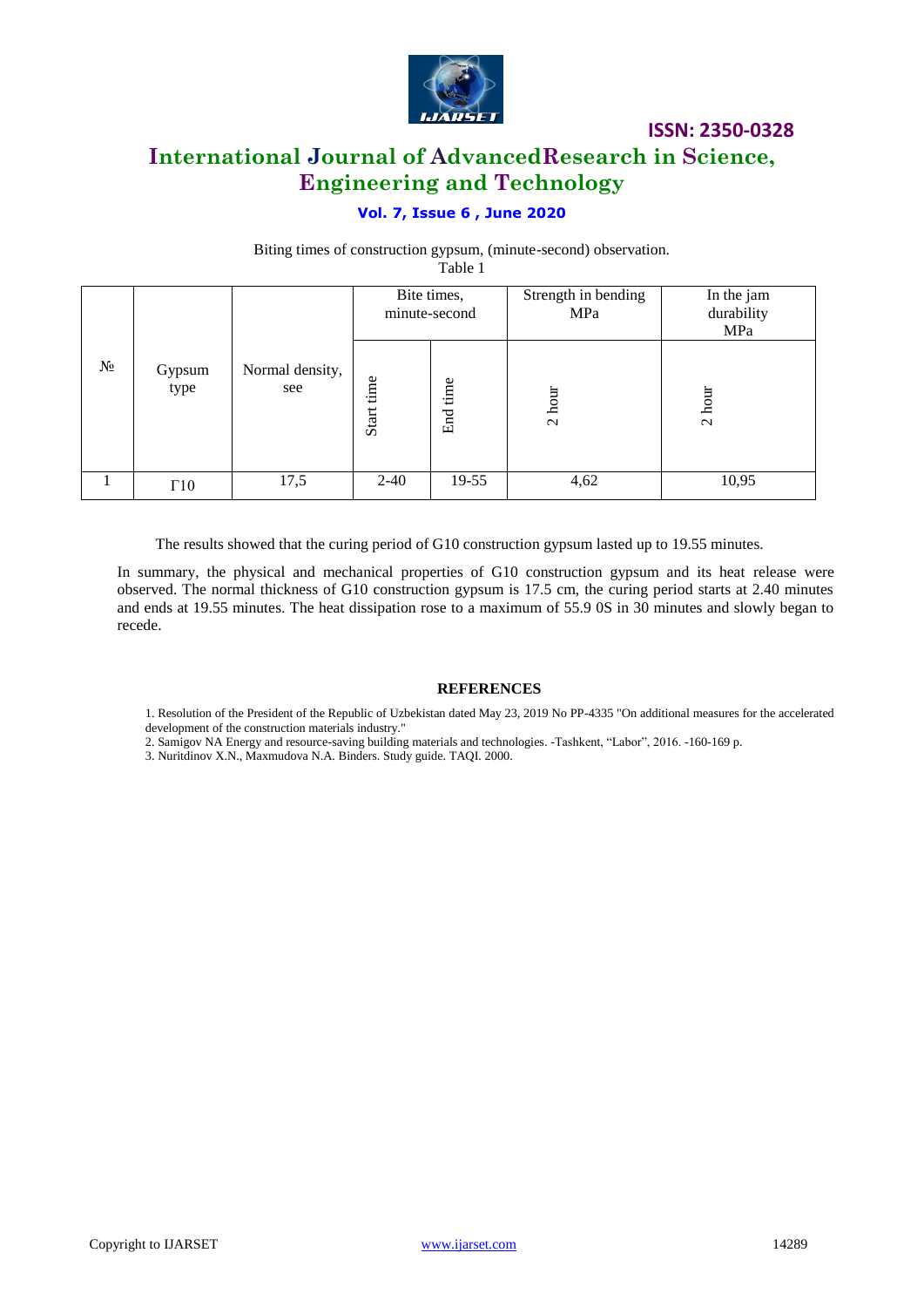Biting times of construction gypsum, (minute-second) observation.

Table 1

| № | Gypsum type | Normal density, see | Bite times, minute-second | | Strength in bending MPa | In the jam durability MPa |
|---|---|---|---|---|---|---|
| | | | Start time | End time | 2 hour | 2 hour |
| 1 | Г10 | 17,5 | 2-40 | 19-55 | 4,62 | 10,95 |

The results showed that the curing period of G10 construction gypsum lasted up to 19.55 minutes.

In summary, the physical and mechanical properties of G10 construction gypsum and its heat release were observed. The normal thickness of G10 construction gypsum is 17.5 cm, the curing period starts at 2.40 minutes and ends at 19.55 minutes. The heat dissipation rose to a maximum of 55.9 0S in 30 minutes and slowly began to recede.

## REFERENCES

1. Resolution of the President of the Republic of Uzbekistan dated May 23, 2019 No PP-4335 "On additional measures for the accelerated development of the construction materials industry."
2. Samigov NA Energy and resource-saving building materials and technologies. -Tashkent, "Labor", 2016. -160-169 p.
3. Nuritdinov X.N., Maxmudova N.A. Binders. Study guide. TAQI. 2000.